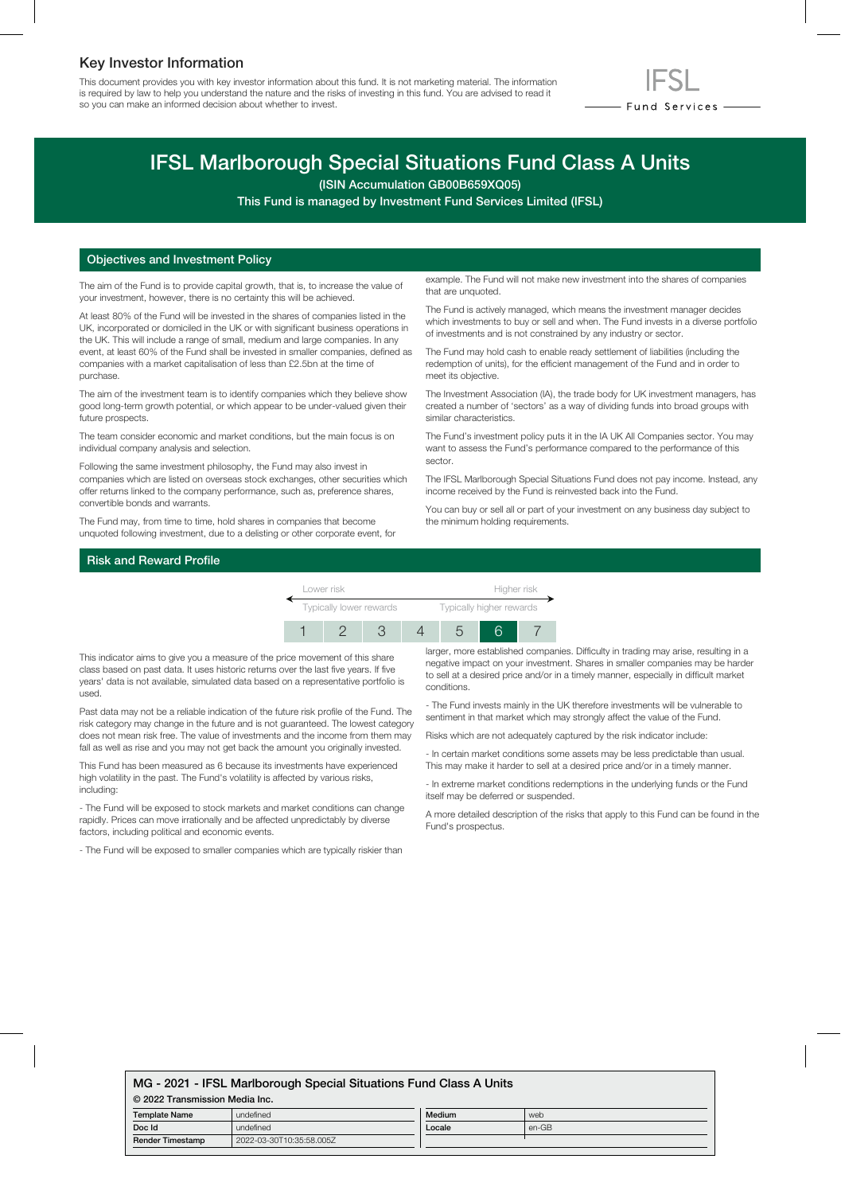## Key Investor Information

This document provides you with key investor information about this fund. It is not marketing material. The information is required by law to help you understand the nature and the risks of investing in this fund. You are advised to read it so you can make an informed decision about whether to invest.

IFSL Fund Services

# IFSL Marlborough Special Situations Fund Class A Units

**(ISIN Accumulation GB00B659XQ05)**

**This Fund is managed by Investment Fund Services Limited (IFSL)**

## Objectives and Investment Policy

The aim of the Fund is to provide capital growth, that is, to increase the value of your investment, however, there is no certainty this will be achieved.

At least 80% of the Fund will be invested in the shares of companies listed in the UK, incorporated or domiciled in the UK or with significant business operations in the UK. This will include a range of small, medium and large companies. In any event, at least 60% of the Fund shall be invested in smaller companies, defined as companies with a market capitalisation of less than £2.5bn at the time of purchase.

The aim of the investment team is to identify companies which they believe show good long-term growth potential, or which appear to be under-valued given their future prospects.

The team consider economic and market conditions, but the main focus is on individual company analysis and selection.

Following the same investment philosophy, the Fund may also invest in companies which are listed on overseas stock exchanges, other securities which offer returns linked to the company performance, such as, preference shares, convertible bonds and warrants.

The Fund may, from time to time, hold shares in companies that become unquoted following investment, due to a delisting or other corporate event, for example. The Fund will not make new investment into the shares of companies that are unquoted.

The Fund is actively managed, which means the investment manager decides which investments to buy or sell and when. The Fund invests in a diverse portfolio of investments and is not constrained by any industry or sector.

The Fund may hold cash to enable ready settlement of liabilities (including the redemption of units), for the efficient management of the Fund and in order to meet its objective.

The Investment Association (IA), the trade body for UK investment managers, has created a number of 'sectors' as a way of dividing funds into broad groups with similar characteristics.

The Fund's investment policy puts it in the IA UK All Companies sector. You may want to assess the Fund's performance compared to the performance of this sector.

The IFSL Marlborough Special Situations Fund does not pay income. Instead, any income received by the Fund is reinvested back into the Fund.

You can buy or sell all or part of your investment on any business day subject to the minimum holding requirements.

## Risk and Reward Profile

| Lower risk | | | | | | Higher risk |
|---|---|---|---|---|---|---|
| Typically lower rewards | | | | | | Typically higher rewards |
| 1 | 2 | 3 | 4 | 5 | **6** | 7 |

This indicator aims to give you a measure of the price movement of this share class based on past data. It uses historic returns over the last five years. If five years' data is not available, simulated data based on a representative portfolio is used.

Past data may not be a reliable indication of the future risk profile of the Fund. The risk category may change in the future and is not guaranteed. The lowest category does not mean risk free. The value of investments and the income from them may fall as well as rise and you may not get back the amount you originally invested.

This Fund has been measured as 6 because its investments have experienced high volatility in the past. The Fund's volatility is affected by various risks, including:

- The Fund will be exposed to stock markets and market conditions can change rapidly. Prices can move irrationally and be affected unpredictably by diverse factors, including political and economic events.

- The Fund will be exposed to smaller companies which are typically riskier than larger, more established companies. Difficulty in trading may arise, resulting in a negative impact on your investment. Shares in smaller companies may be harder to sell at a desired price and/or in a timely manner, especially in difficult market conditions.

- The Fund invests mainly in the UK therefore investments will be vulnerable to sentiment in that market which may strongly affect the value of the Fund.

Risks which are not adequately captured by the risk indicator include:

- In certain market conditions some assets may be less predictable than usual. This may make it harder to sell at a desired price and/or in a timely manner.

- In extreme market conditions redemptions in the underlying funds or the Fund itself may be deferred or suspended.

A more detailed description of the risks that apply to this Fund can be found in the Fund's prospectus.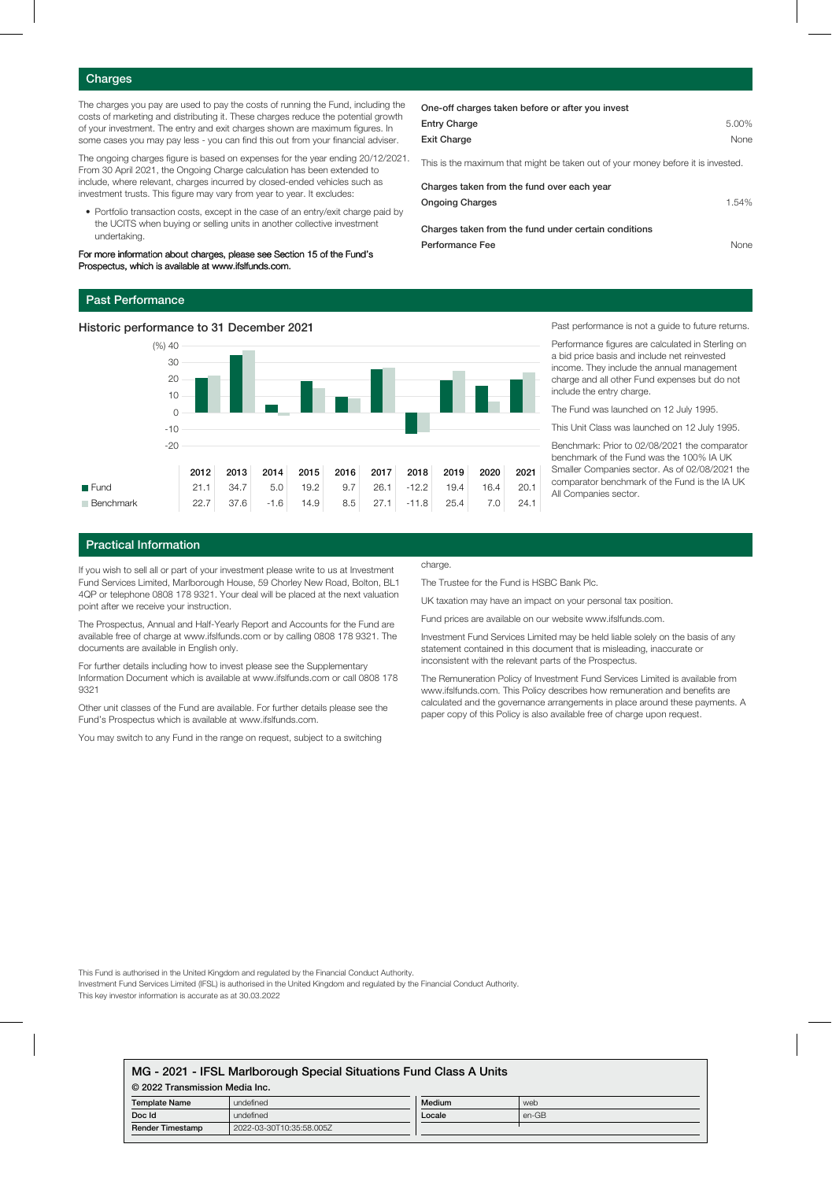## Charges

The charges you pay are used to pay the costs of running the Fund, including the costs of marketing and distributing it. These charges reduce the potential growth of your investment. The entry and exit charges shown are maximum figures. In some cases you may pay less - you can find this out from your financial adviser.

The ongoing charges figure is based on expenses for the year ending 20/12/2021. From 30 April 2021, the Ongoing Charge calculation has been extended to include, where relevant, charges incurred by closed-ended vehicles such as investment trusts. This figure may vary from year to year. It excludes:

- Portfolio transaction costs, except in the case of an entry/exit charge paid by the UCITS when buying or selling units in another collective investment undertaking.

For more information about charges, please see Section 15 of the Fund's Prospectus, which is available at www.ifslfunds.com.

| | |
|---|---|
| **One-off charges taken before or after you invest** | |
| **Entry Charge** | 5.00% |
| **Exit Charge** | None |
| This is the maximum that might be taken out of your money before it is invested. | |
| **Charges taken from the fund over each year** | |
| **Ongoing Charges** | 1.54% |
| **Charges taken from the fund under certain conditions** | |
| **Performance Fee** | None |

## Past Performance

### Historic performance to 31 December 2021

(%) 40
30
20
10
0
-10
-20

2012 2013 2014 2015 2016 2017 2018 2019 2020 2021
Fund 21.1 34.7 5.0 19.2 9.7 26.1 -12.2 19.4 16.4 20.1
Benchmark 22.7 37.6 -1.6 14.9 8.5 27.1 -11.8 25.4 7.0 24.1

Past performance is not a guide to future returns.

Performance figures are calculated in Sterling on a bid price basis and include net reinvested income. They include the annual management charge and all other Fund expenses but do not include the entry charge.

The Fund was launched on 12 July 1995.

This Unit Class was launched on 12 July 1995.

Benchmark: Prior to 02/08/2021 the comparator benchmark of the Fund was the 100% IA UK Smaller Companies sector. As of 02/08/2021 the comparator benchmark of the Fund is the IA UK All Companies sector.

## Practical Information

If you wish to sell all or part of your investment please write to us at Investment Fund Services Limited, Marlborough House, 59 Chorley New Road, Bolton, BL1 4QP or telephone 0808 178 9321. Your deal will be placed at the next valuation point after we receive your instruction.

The Prospectus, Annual and Half-Yearly Report and Accounts for the Fund are available free of charge at www.ifslfunds.com or by calling 0808 178 9321. The documents are available in English only.

For further details including how to invest please see the Supplementary Information Document which is available at www.ifslfunds.com or call 0808 178 9321

Other unit classes of the Fund are available. For further details please see the Fund's Prospectus which is available at www.ifslfunds.com.

You may switch to any Fund in the range on request, subject to a switching charge.

The Trustee for the Fund is HSBC Bank Plc.

UK taxation may have an impact on your personal tax position.

Fund prices are available on our website www.ifslfunds.com.

Investment Fund Services Limited may be held liable solely on the basis of any statement contained in this document that is misleading, inaccurate or inconsistent with the relevant parts of the Prospectus.

The Remuneration Policy of Investment Fund Services Limited is available from www.ifslfunds.com. This Policy describes how remuneration and benefits are calculated and the governance arrangements in place around these payments. A paper copy of this Policy is also available free of charge upon request.

This Fund is authorised in the United Kingdom and regulated by the Financial Conduct Authority.
Investment Fund Services Limited (IFSL) is authorised in the United Kingdom and regulated by the Financial Conduct Authority.
This key investor information is accurate as at 30.03.2022